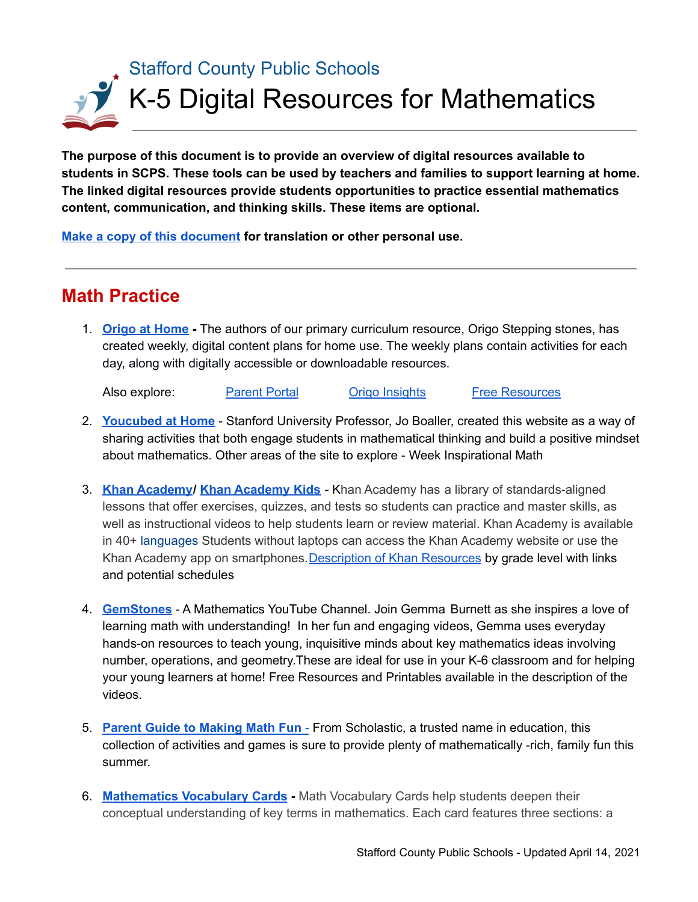Stafford County Public Schools

# K-5 Digital Resources for Mathematics

**The purpose of this document is to provide an overview of digital resources available to students in SCPS. These tools can be used by teachers and families to support learning at home. The linked digital resources provide students opportunities to practice essential mathematics content, communication, and thinking skills. These items are optional.**

[Make a copy of this document] **for translation or other personal use.**

---

## Math Practice

1. **Origo at Home** - The authors of our primary curriculum resource, Origo Stepping stones, has created weekly, digital content plans for home use. The weekly plans contain activities for each day, along with digitally accessible or downloadable resources.

   Also explore: Parent Portal Origo Insights Free Resources

2. **Youcubed at Home** - Stanford University Professor, Jo Boaller, created this website as a way of sharing activities that both engage students in mathematical thinking and build a positive mindset about mathematics. Other areas of the site to explore - Week Inspirational Math

3. **Khan Academy/ Khan Academy Kids** - Khan Academy has a library of standards-aligned lessons that offer exercises, quizzes, and tests so students can practice and master skills, as well as instructional videos to help students learn or review material. Khan Academy is available in 40+ languages Students without laptops can access the Khan Academy website or use the Khan Academy app on smartphones. Description of Khan Resources by grade level with links and potential schedules

4. **GemStones** - A Mathematics YouTube Channel. Join Gemma Burnett as she inspires a love of learning math with understanding! In her fun and engaging videos, Gemma uses everyday hands-on resources to teach young, inquisitive minds about key mathematics ideas involving number, operations, and geometry.These are ideal for use in your K-6 classroom and for helping your young learners at home! Free Resources and Printables available in the description of the videos.

5. **Parent Guide to Making Math Fun -** From Scholastic, a trusted name in education, this collection of activities and games is sure to provide plenty of mathematically -rich, family fun this summer.

6. **Mathematics Vocabulary Cards** - Math Vocabulary Cards help students deepen their conceptual understanding of key terms in mathematics. Each card features three sections: a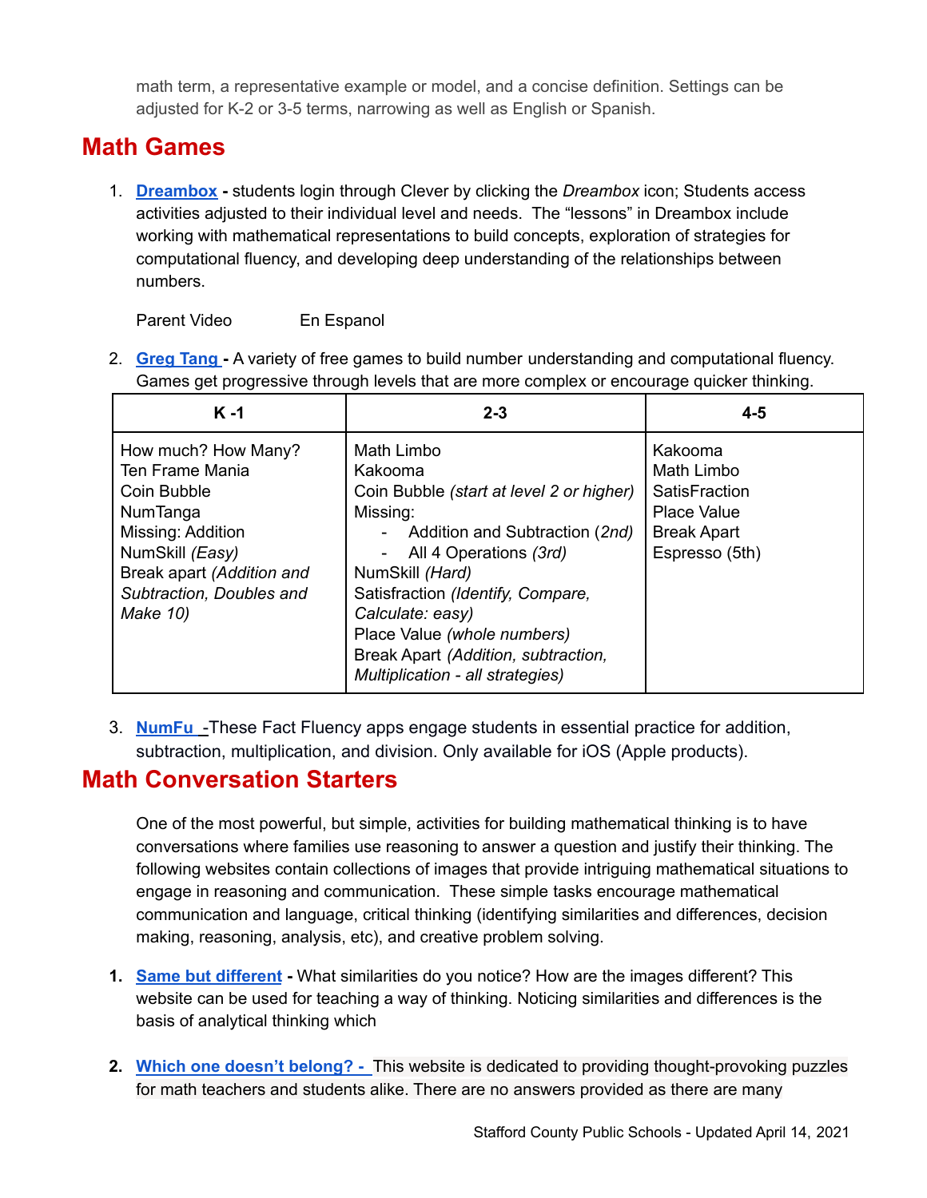math term, a representative example or model, and a concise definition. Settings can be adjusted for K-2 or 3-5 terms, narrowing as well as English or Spanish.

## Math Games

1. **Dreambox -** students login through Clever by clicking the *Dreambox* icon; Students access activities adjusted to their individual level and needs. The "lessons" in Dreambox include working with mathematical representations to build concepts, exploration of strategies for computational fluency, and developing deep understanding of the relationships between numbers.

   Parent Video          En Espanol

2. **Greg Tang -** A variety of free games to build number understanding and computational fluency. Games get progressive through levels that are more complex or encourage quicker thinking.

| K -1 | 2-3 | 4-5 |
|---|---|---|
| How much? How Many?<br>Ten Frame Mania<br>Coin Bubble<br>NumTanga<br>Missing: Addition<br>NumSkill *(Easy)*<br>Break apart *(Addition and Subtraction, Doubles and Make 10)* | Math Limbo<br>Kakooma<br>Coin Bubble *(start at level 2 or higher)*<br>Missing:<br>- Addition and Subtraction (*2nd)*<br>- All 4 Operations *(3rd)*<br>NumSkill *(Hard)*<br>Satisfraction *(Identify, Compare, Calculate: easy)*<br>Place Value *(whole numbers)*<br>Break Apart *(Addition, subtraction, Multiplication - all strategies)* | Kakooma<br>Math Limbo<br>SatisFraction<br>Place Value<br>Break Apart<br>Espresso (5th) |

3. **NumFu** -These Fact Fluency apps engage students in essential practice for addition, subtraction, multiplication, and division. Only available for iOS (Apple products).

## Math Conversation Starters

One of the most powerful, but simple, activities for building mathematical thinking is to have conversations where families use reasoning to answer a question and justify their thinking. The following websites contain collections of images that provide intriguing mathematical situations to engage in reasoning and communication. These simple tasks encourage mathematical communication and language, critical thinking (identifying similarities and differences, decision making, reasoning, analysis, etc), and creative problem solving.

1. **Same but different -** What similarities do you notice? How are the images different? This website can be used for teaching a way of thinking. Noticing similarities and differences is the basis of analytical thinking which

2. **Which one doesn't belong? -** This website is dedicated to providing thought-provoking puzzles for math teachers and students alike. There are no answers provided as there are many

Stafford County Public Schools - Updated April 14, 2021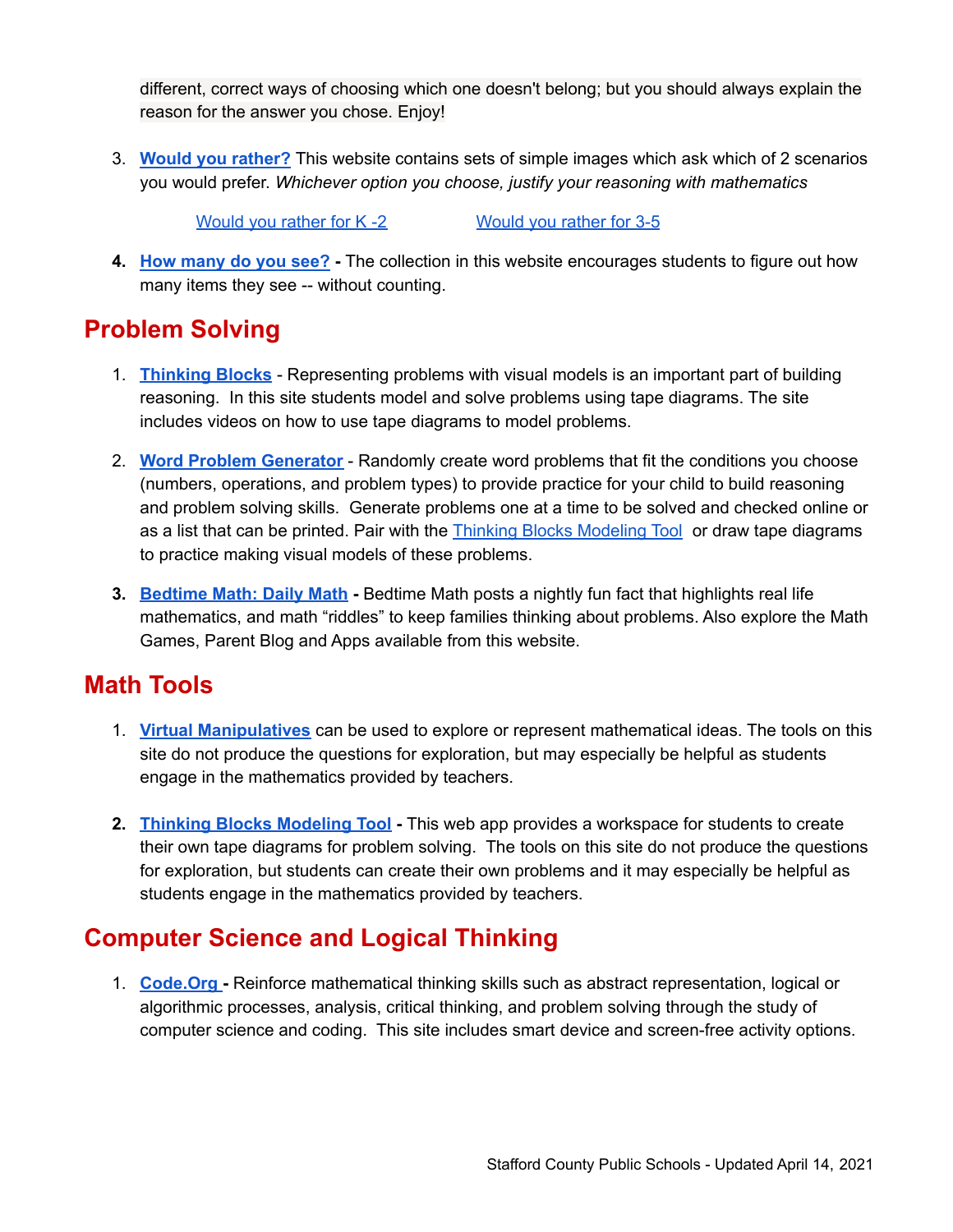different, correct ways of choosing which one doesn't belong; but you should always explain the reason for the answer you chose. Enjoy!

3. **Would you rather?** This website contains sets of simple images which ask which of 2 scenarios you would prefer. *Whichever option you choose, justify your reasoning with mathematics*

   Would you rather for K -2      Would you rather for 3-5

4. **How many do you see? -** The collection in this website encourages students to figure out how many items they see -- without counting.

## Problem Solving

1. **Thinking Blocks** - Representing problems with visual models is an important part of building reasoning. In this site students model and solve problems using tape diagrams. The site includes videos on how to use tape diagrams to model problems.
2. **Word Problem Generator** - Randomly create word problems that fit the conditions you choose (numbers, operations, and problem types) to provide practice for your child to build reasoning and problem solving skills. Generate problems one at a time to be solved and checked online or as a list that can be printed. Pair with the Thinking Blocks Modeling Tool or draw tape diagrams to practice making visual models of these problems.
3. **Bedtime Math: Daily Math -** Bedtime Math posts a nightly fun fact that highlights real life mathematics, and math "riddles" to keep families thinking about problems. Also explore the Math Games, Parent Blog and Apps available from this website.

## Math Tools

1. **Virtual Manipulatives** can be used to explore or represent mathematical ideas. The tools on this site do not produce the questions for exploration, but may especially be helpful as students engage in the mathematics provided by teachers.
2. **Thinking Blocks Modeling Tool -** This web app provides a workspace for students to create their own tape diagrams for problem solving. The tools on this site do not produce the questions for exploration, but students can create their own problems and it may especially be helpful as students engage in the mathematics provided by teachers.

## Computer Science and Logical Thinking

1. **Code.Org -** Reinforce mathematical thinking skills such as abstract representation, logical or algorithmic processes, analysis, critical thinking, and problem solving through the study of computer science and coding. This site includes smart device and screen-free activity options.

Stafford County Public Schools - Updated April 14, 2021